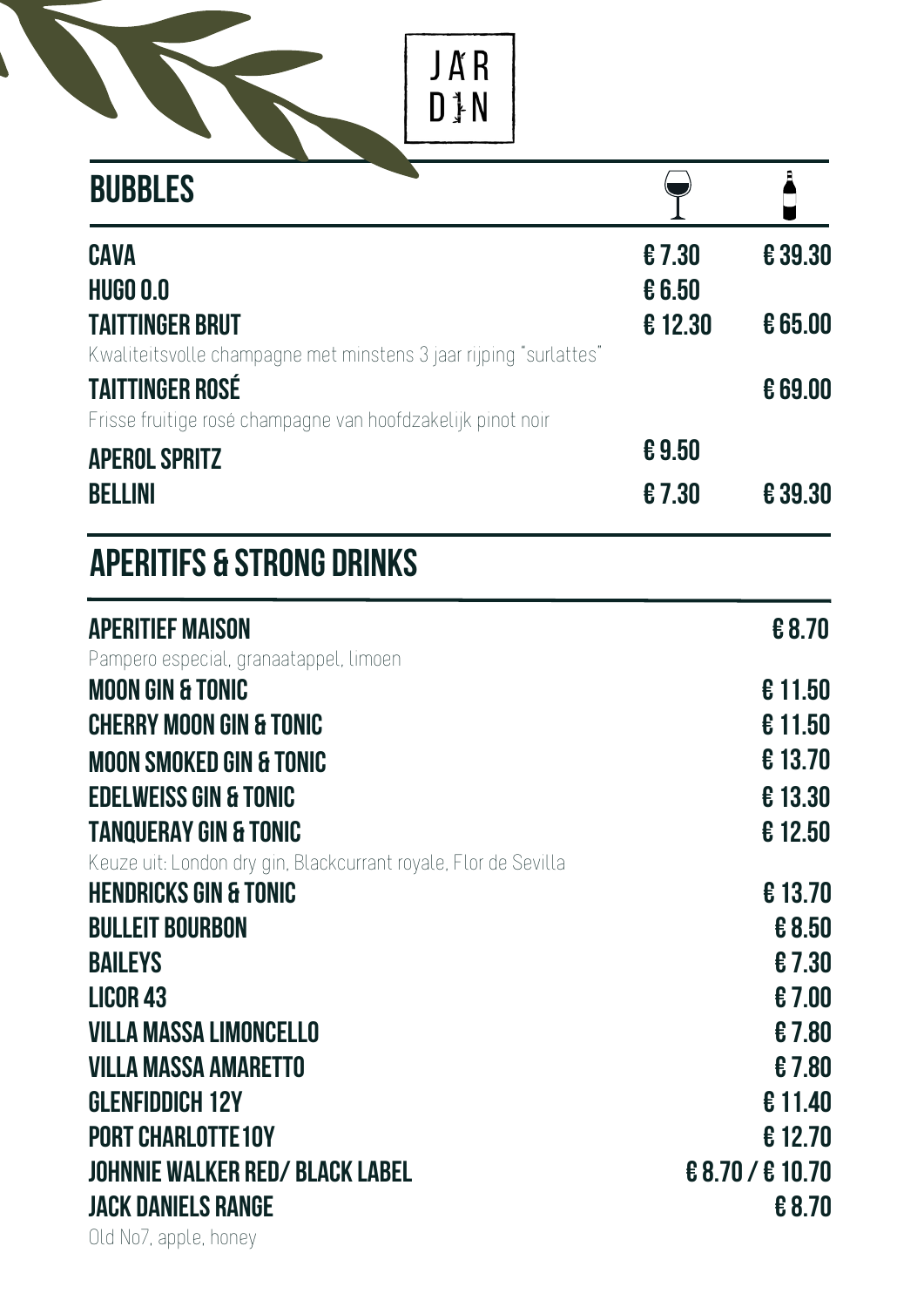JAR
DIN

## BUBBLES

| | Glas | Fles |
|---|---|---|
| **CAVA** | € 7.30 | € 39.30 |
| **HUGO 0.0** | € 6.50 | |
| **TAITTINGER BRUT**<br>Kwaliteitsvolle champagne met minstens 3 jaar rijping "surlattes" | € 12.30 | € 65.00 |
| **TAITTINGER ROSÉ**<br>Frisse fruitige rosé champagne van hoofdzakelijk pinot noir | | € 69.00 |
| **APEROL SPRITZ** | € 9.50 | |
| **BELLINI** | € 7.30 | € 39.30 |

## APERITIFS & STRONG DRINKS

| | |
|---|---|
| **APERITIEF MAISON**<br>Pampero especial, granaatappel, limoen | € 8.70 |
| **MOON GIN & TONIC** | € 11.50 |
| **CHERRY MOON GIN & TONIC** | € 11.50 |
| **MOON SMOKED GIN & TONIC** | € 13.70 |
| **EDELWEISS GIN & TONIC** | € 13.30 |
| **TANQUERAY GIN & TONIC**<br>Keuze uit: London dry gin, Blackcurrant royale, Flor de Sevilla | € 12.50 |
| **HENDRICKS GIN & TONIC** | € 13.70 |
| **BULLEIT BOURBON** | € 8.50 |
| **BAILEYS** | € 7.30 |
| **LICOR 43** | € 7.00 |
| **VILLA MASSA LIMONCELLO** | € 7.80 |
| **VILLA MASSA AMARETTO** | € 7.80 |
| **GLENFIDDICH 12Y** | € 11.40 |
| **PORT CHARLOTTE 10Y** | € 12.70 |
| **JOHNNIE WALKER RED/ BLACK LABEL** | € 8.70 / € 10.70 |
| **JACK DANIELS RANGE**<br>Old No7, apple, honey | € 8.70 |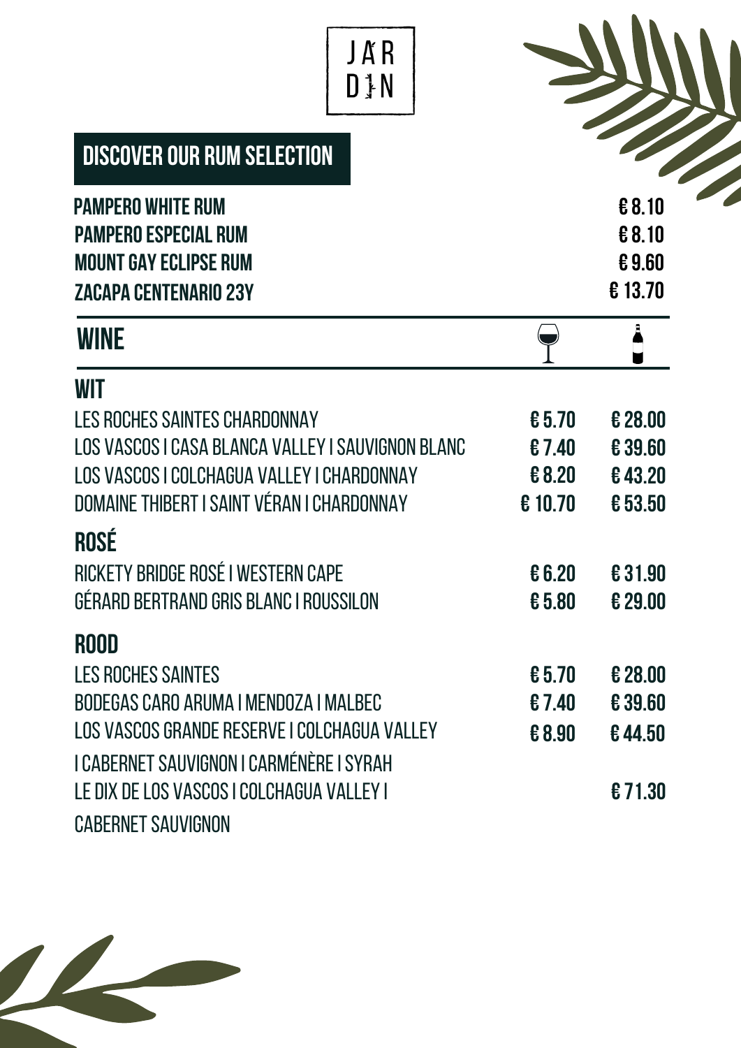JARDIN

## DISCOVER OUR RUM SELECTION

| | |
|---|---|
| **PAMPERO WHITE RUM** | **€ 8.10** |
| **PAMPERO ESPECIAL RUM** | **€ 8.10** |
| **MOUNT GAY ECLIPSE RUM** | **€ 9.60** |
| **ZACAPA CENTENARIO 23Y** | **€ 13.70** |

## WINE

| | Glass | Bottle |
|---|---|---|
| **WIT** | | |
| LES ROCHES SAINTES CHARDONNAY | **€ 5.70** | **€ 28.00** |
| LOS VASCOS I CASA BLANCA VALLEY I SAUVIGNON BLANC | **€ 7.40** | **€ 39.60** |
| LOS VASCOS I COLCHAGUA VALLEY I CHARDONNAY | **€ 8.20** | **€ 43.20** |
| DOMAINE THIBERT I SAINT VÉRAN I CHARDONNAY | **€ 10.70** | **€ 53.50** |
| **ROSÉ** | | |
| RICKETY BRIDGE ROSÉ I WESTERN CAPE | **€ 6.20** | **€ 31.90** |
| GÉRARD BERTRAND GRIS BLANC I ROUSSILON | **€ 5.80** | **€ 29.00** |
| **ROOD** | | |
| LES ROCHES SAINTES | **€ 5.70** | **€ 28.00** |
| BODEGAS CARO ARUMA I MENDOZA I MALBEC | **€ 7.40** | **€ 39.60** |
| LOS VASCOS GRANDE RESERVE I COLCHAGUA VALLEY I CABERNET SAUVIGNON I CARMÉNÈRE I SYRAH | **€ 8.90** | **€ 44.50** |
| LE DIX DE LOS VASCOS I COLCHAGUA VALLEY I CABERNET SAUVIGNON | | **€ 71.30** |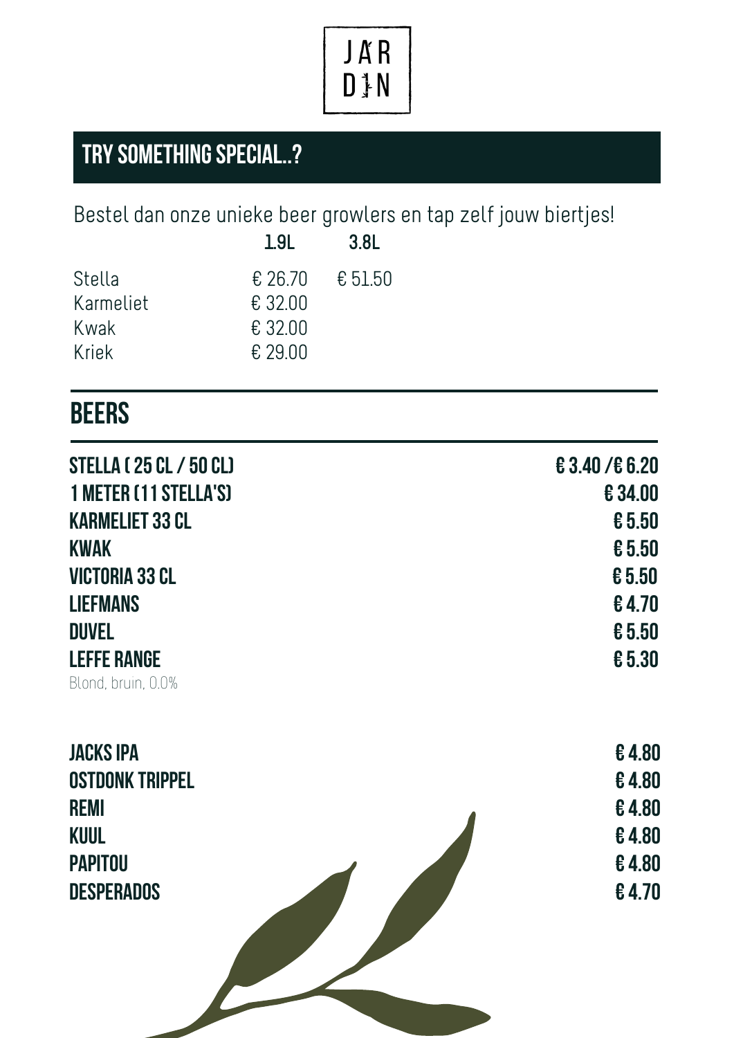JÄR
DIN

## TRY SOMETHING SPECIAL..?

Bestel dan onze unieke beer growlers en tap zelf jouw biertjes!

| | 1.9L | 3.8L |
|---|---|---|
| Stella | € 26.70 | € 51.50 |
| Karmeliet | € 32.00 | |
| Kwak | € 32.00 | |
| Kriek | € 29.00 | |

## BEERS

| | |
|---|---|
| **STELLA ( 25 CL / 50 CL)** | **€ 3.40 /€ 6.20** |
| **1 METER (11 STELLA'S)** | **€ 34.00** |
| **KARMELIET 33 CL** | **€ 5.50** |
| **KWAK** | **€ 5.50** |
| **VICTORIA 33 CL** | **€ 5.50** |
| **LIEFMANS** | **€ 4.70** |
| **DUVEL** | **€ 5.50** |
| **LEFFE RANGE**<br>Blond, bruin, 0.0% | **€ 5.30** |

| | |
|---|---|
| **JACKS IPA** | **€ 4.80** |
| **OSTDONK TRIPPEL** | **€ 4.80** |
| **REMI** | **€ 4.80** |
| **KUUL** | **€ 4.80** |
| **PAPITOU** | **€ 4.80** |
| **DESPERADOS** | **€ 4.70** |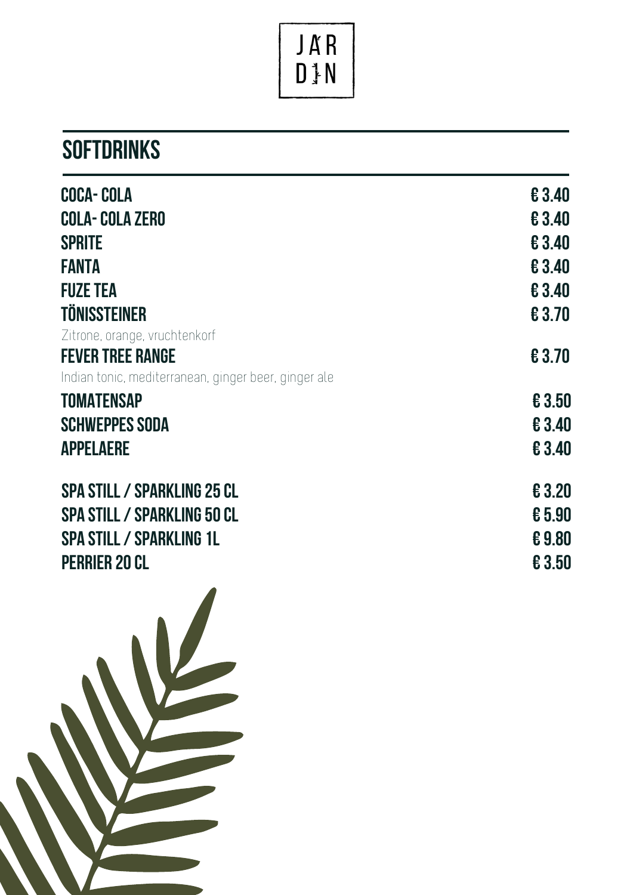JAR
DIN

## SOFTDRINKS

| | |
|---|---|
| **COCA- COLA** | € 3.40 |
| **COLA- COLA ZERO** | € 3.40 |
| **SPRITE** | € 3.40 |
| **FANTA** | € 3.40 |
| **FUZE TEA** | € 3.40 |
| **TÖNISSTEINER**<br>Zitrone, orange, vruchtenkorf | € 3.70 |
| **FEVER TREE RANGE**<br>Indian tonic, mediterranean, ginger beer, ginger ale | € 3.70 |
| **TOMATENSAP** | € 3.50 |
| **SCHWEPPES SODA** | € 3.40 |
| **APPELAERE** | € 3.40 |
| **SPA STILL / SPARKLING 25 CL** | € 3.20 |
| **SPA STILL / SPARKLING 50 CL** | € 5.90 |
| **SPA STILL / SPARKLING 1L** | € 9.80 |
| **PERRIER 20 CL** | € 3.50 |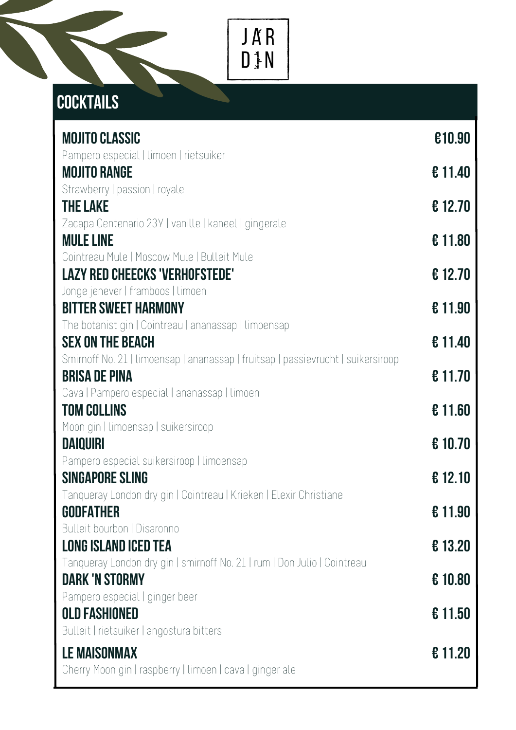JÄR DIN

## COCKTAILS

**MOJITO CLASSIC** — €10.90
Pampero especial | limoen | rietsuiker

**MOJITO RANGE** — € 11.40
Strawberry | passion | royale

**THE LAKE** — € 12.70
Zacapa Centenario 23Y | vanille | kaneel | gingerale

**MULE LINE** — € 11.80
Cointreau Mule | Moscow Mule | Bulleit Mule

**LAZY RED CHEECKS 'VERHOFSTEDE'** — € 12.70
Jonge jenever | framboos | limoen

**BITTER SWEET HARMONY** — € 11.90
The botanist gin | Cointreau | ananassap | limoensap

**SEX ON THE BEACH** — € 11.40
Smirnoff No. 21 | limoensap | ananassap | fruitsap | passievrucht | suikersiroop

**BRISA DE PINA** — € 11.70
Cava | Pampero especial | ananassap | limoen

**TOM COLLINS** — € 11.60
Moon gin | limoensap | suikersiroop

**DAIQUIRI** — € 10.70
Pampero especial suikersiroop | limoensap

**SINGAPORE SLING** — € 12.10
Tanqueray London dry gin | Cointreau | Krieken | Elexir Christiane

**GODFATHER** — € 11.90
Bulleit bourbon | Disaronno

**LONG ISLAND ICED TEA** — € 13.20
Tanqueray London dry gin | smirnoff No. 21 | rum | Don Julio | Cointreau

**DARK 'N STORMY** — € 10.80
Pampero especial | ginger beer

**OLD FASHIONED** — € 11.50
Bulleit | rietsuiker | angostura bitters

**LE MAISONMAX** — € 11.20
Cherry Moon gin | raspberry | limoen | cava | ginger ale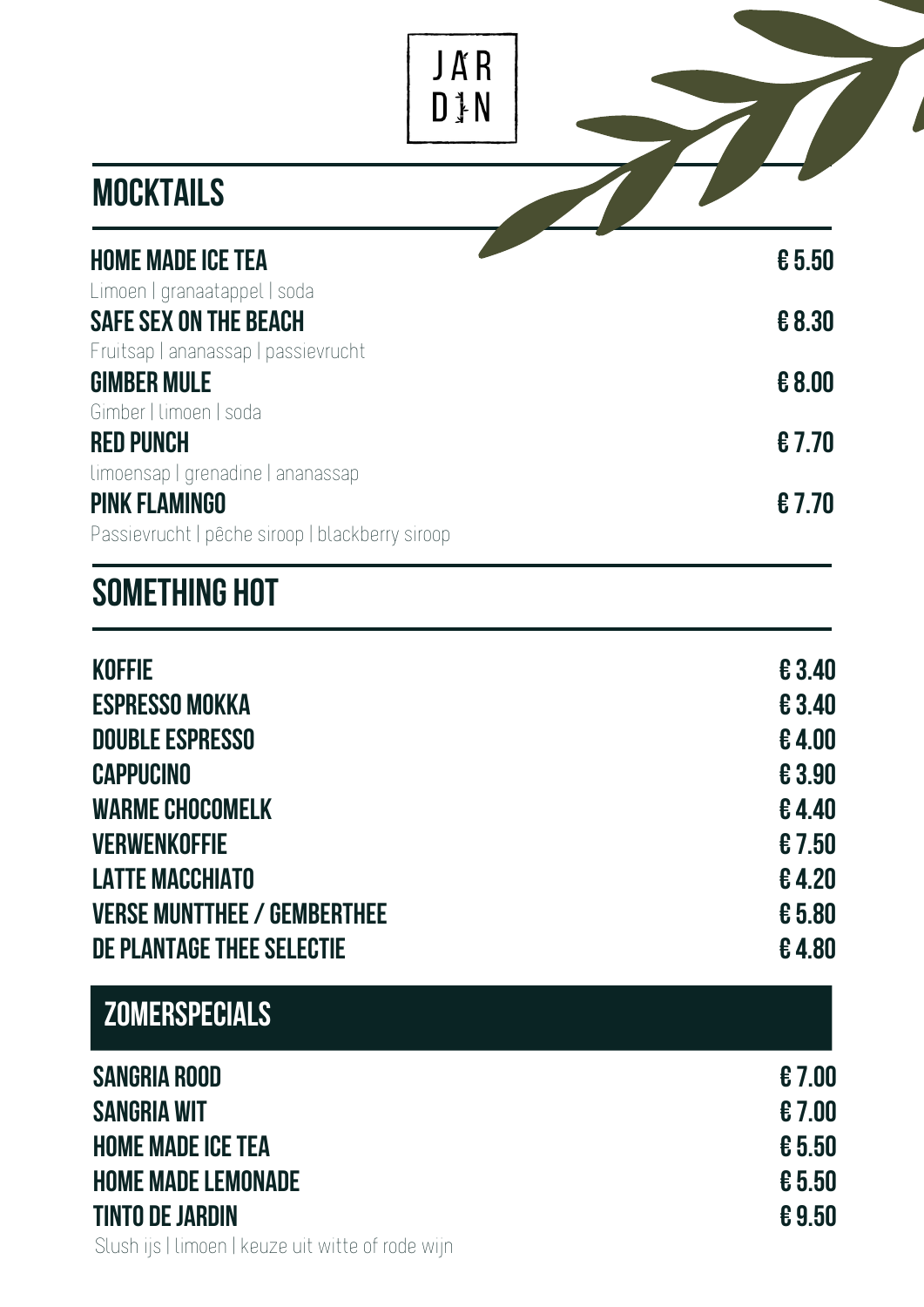JAR
DIN

## MOCKTAILS

**HOME MADE ICE TEA** € 5.50
Limoen | granaatappel | soda

**SAFE SEX ON THE BEACH** € 8.30
Fruitsap | ananassap | passievrucht

**GIMBER MULE** € 8.00
Gimber | limoen | soda

**RED PUNCH** € 7.70
limoensap | grenadine | ananassap

**PINK FLAMINGO** € 7.70
Passievrucht | pêche siroop | blackberry siroop

## SOMETHING HOT

| | |
|---|---|
| **KOFFIE** | € 3.40 |
| **ESPRESSO MOKKA** | € 3.40 |
| **DOUBLE ESPRESSO** | € 4.00 |
| **CAPPUCINO** | € 3.90 |
| **WARME CHOCOMELK** | € 4.40 |
| **VERWENKOFFIE** | € 7.50 |
| **LATTE MACCHIATO** | € 4.20 |
| **VERSE MUNTTHEE / GEMBERTHEE** | € 5.80 |
| **DE PLANTAGE THEE SELECTIE** | € 4.80 |

## ZOMERSPECIALS

| | |
|---|---|
| **SANGRIA ROOD** | € 7.00 |
| **SANGRIA WIT** | € 7.00 |
| **HOME MADE ICE TEA** | € 5.50 |
| **HOME MADE LEMONADE** | € 5.50 |
| **TINTO DE JARDIN** | € 9.50 |

Slush ijs | limoen | keuze uit witte of rode wijn